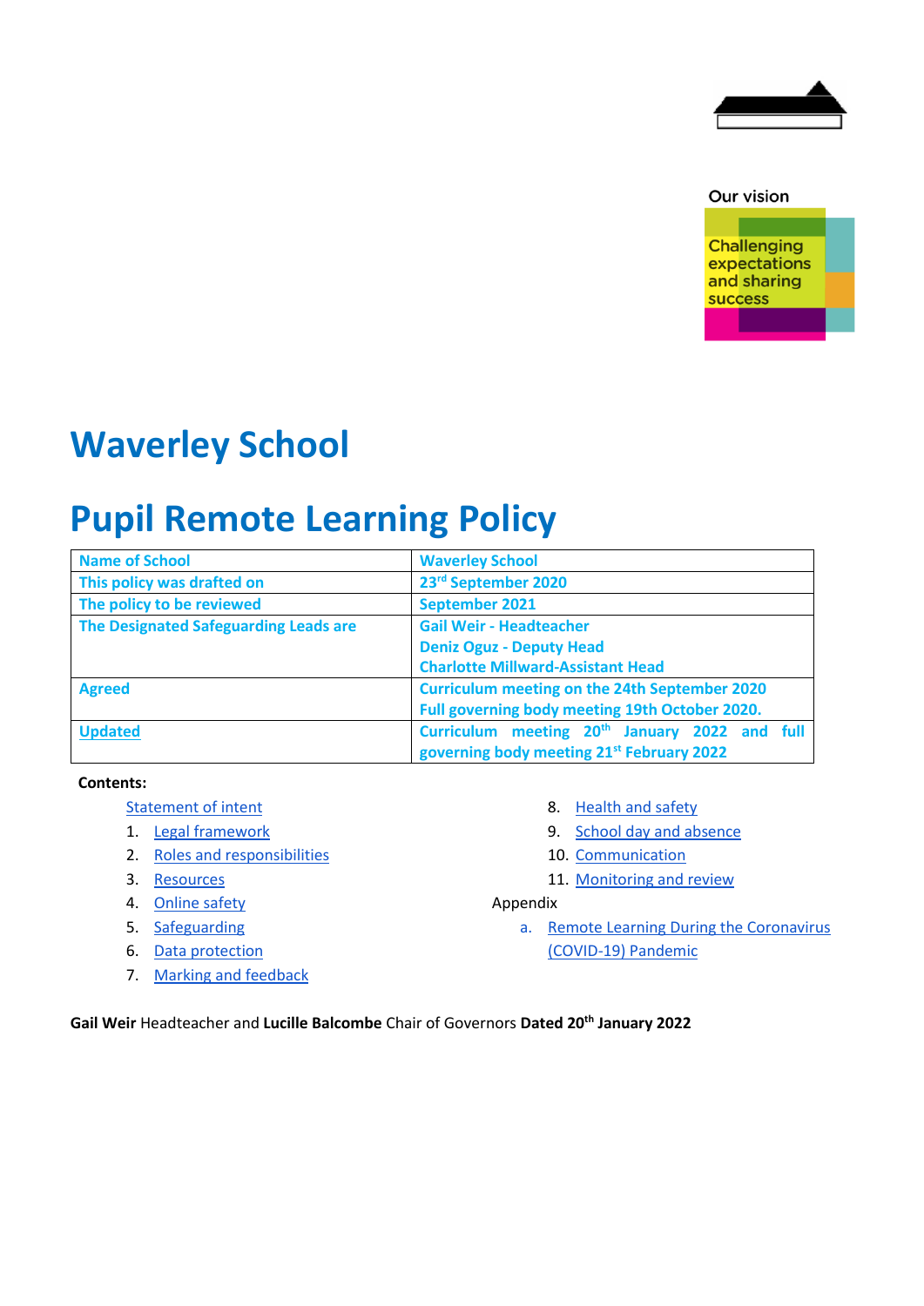Our vision

Challenging expectations and sharing success

# Waverley School

# Pupil Remote Learning Policy

| Name of School | Waverley School |
|---|---|
| This policy was drafted on | 23rd September 2020 |
| The policy to be reviewed | September 2021 |
| The Designated Safeguarding Leads are | Gail Weir - Headteacher<br>Deniz Oguz - Deputy Head<br>Charlotte Millward-Assistant Head |
| Agreed | Curriculum meeting on the 24th September 2020<br>Full governing body meeting 19th October 2020. |
| Updated | Curriculum meeting 20th January 2022 and full governing body meeting 21st February 2022 |

**Contents:**

- Statement of intent
1. Legal framework
2. Roles and responsibilities
3. Resources
4. Online safety
5. Safeguarding
6. Data protection
7. Marking and feedback
8. Health and safety
9. School day and absence
10. Communication
11. Monitoring and review

Appendix

a. Remote Learning During the Coronavirus (COVID-19) Pandemic

**Gail Weir** Headteacher and **Lucille Balcombe** Chair of Governors **Dated 20th January 2022**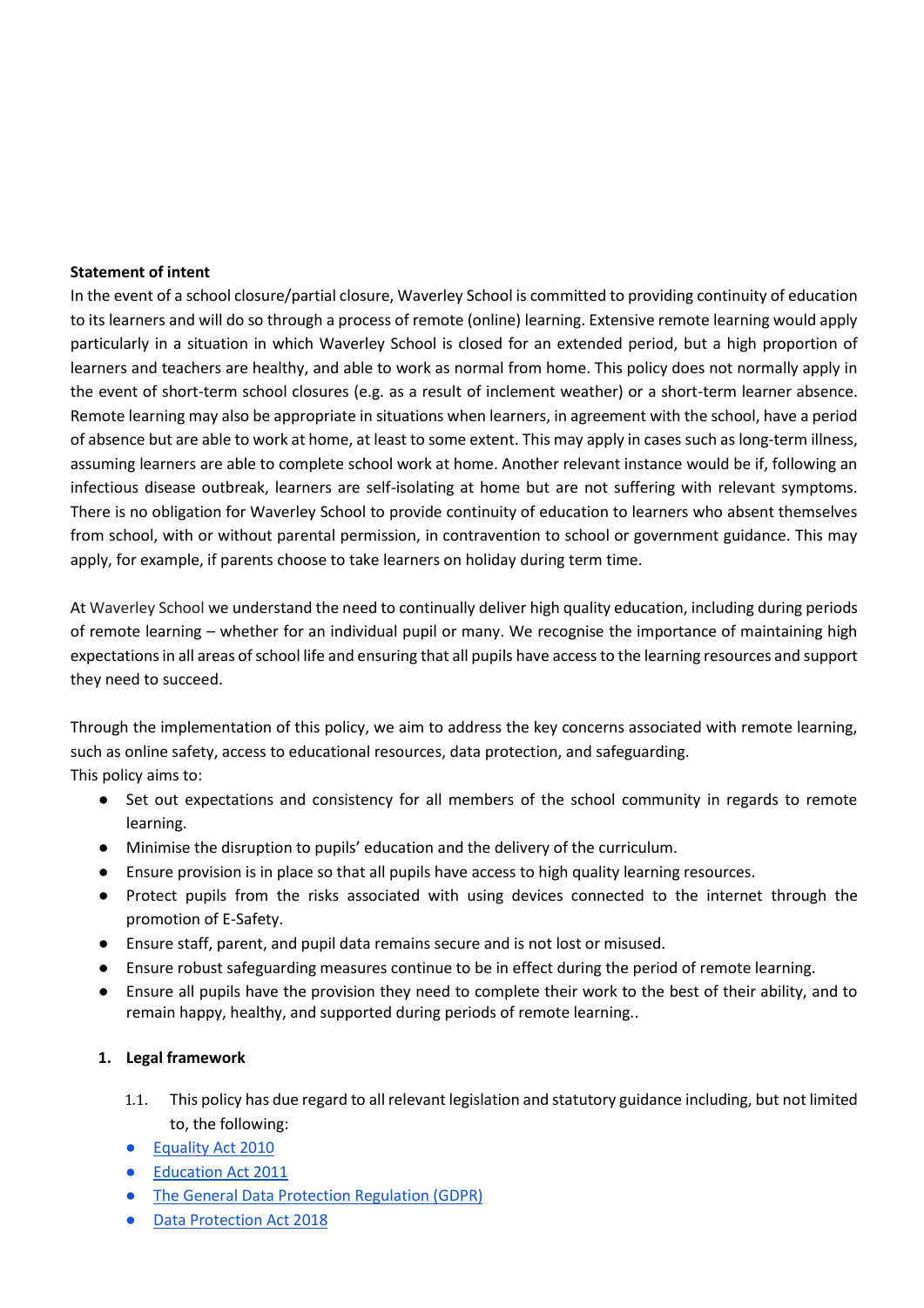**Statement of intent**

In the event of a school closure/partial closure, Waverley School is committed to providing continuity of education to its learners and will do so through a process of remote (online) learning. Extensive remote learning would apply particularly in a situation in which Waverley School is closed for an extended period, but a high proportion of learners and teachers are healthy, and able to work as normal from home. This policy does not normally apply in the event of short-term school closures (e.g. as a result of inclement weather) or a short-term learner absence. Remote learning may also be appropriate in situations when learners, in agreement with the school, have a period of absence but are able to work at home, at least to some extent. This may apply in cases such as long-term illness, assuming learners are able to complete school work at home. Another relevant instance would be if, following an infectious disease outbreak, learners are self-isolating at home but are not suffering with relevant symptoms. There is no obligation for Waverley School to provide continuity of education to learners who absent themselves from school, with or without parental permission, in contravention to school or government guidance. This may apply, for example, if parents choose to take learners on holiday during term time.

At Waverley School we understand the need to continually deliver high quality education, including during periods of remote learning – whether for an individual pupil or many. We recognise the importance of maintaining high expectations in all areas of school life and ensuring that all pupils have access to the learning resources and support they need to succeed.

Through the implementation of this policy, we aim to address the key concerns associated with remote learning, such as online safety, access to educational resources, data protection, and safeguarding.

This policy aims to:

- Set out expectations and consistency for all members of the school community in regards to remote learning.
- Minimise the disruption to pupils' education and the delivery of the curriculum.
- Ensure provision is in place so that all pupils have access to high quality learning resources.
- Protect pupils from the risks associated with using devices connected to the internet through the promotion of E-Safety.
- Ensure staff, parent, and pupil data remains secure and is not lost or misused.
- Ensure robust safeguarding measures continue to be in effect during the period of remote learning.
- Ensure all pupils have the provision they need to complete their work to the best of their ability, and to remain happy, healthy, and supported during periods of remote learning..

## 1. Legal framework

1.1. This policy has due regard to all relevant legislation and statutory guidance including, but not limited to, the following:

- Equality Act 2010
- Education Act 2011
- The General Data Protection Regulation (GDPR)
- Data Protection Act 2018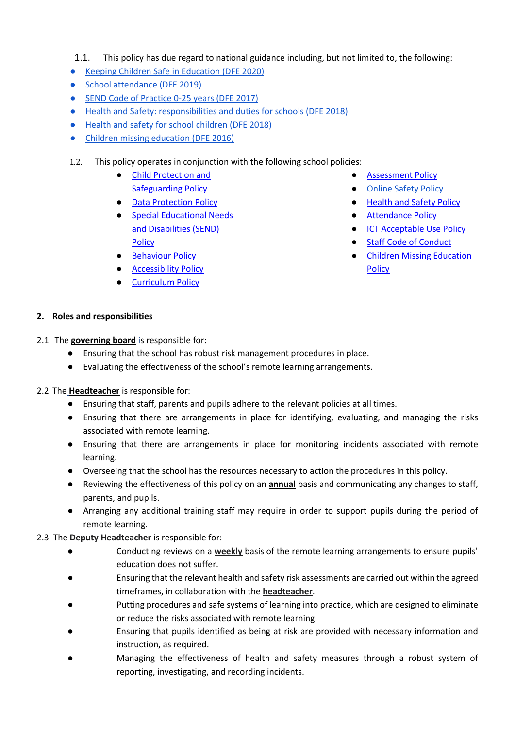1.1. This policy has due regard to national guidance including, but not limited to, the following:

- Keeping Children Safe in Education (DFE 2020)
- School attendance (DFE 2019)
- SEND Code of Practice 0-25 years (DFE 2017)
- Health and Safety: responsibilities and duties for schools (DFE 2018)
- Health and safety for school children (DFE 2018)
- Children missing education (DFE 2016)

1.2. This policy operates in conjunction with the following school policies:

- Child Protection and Safeguarding Policy
- Data Protection Policy
- Special Educational Needs and Disabilities (SEND) Policy
- Behaviour Policy
- Accessibility Policy
- Curriculum Policy
- Assessment Policy
- Online Safety Policy
- Health and Safety Policy
- Attendance Policy
- ICT Acceptable Use Policy
- Staff Code of Conduct
- Children Missing Education Policy

## 2. Roles and responsibilities

2.1 The **governing board** is responsible for:

- Ensuring that the school has robust risk management procedures in place.
- Evaluating the effectiveness of the school's remote learning arrangements.

2.2 The **Headteacher** is responsible for:

- Ensuring that staff, parents and pupils adhere to the relevant policies at all times.
- Ensuring that there are arrangements in place for identifying, evaluating, and managing the risks associated with remote learning.
- Ensuring that there are arrangements in place for monitoring incidents associated with remote learning.
- Overseeing that the school has the resources necessary to action the procedures in this policy.
- Reviewing the effectiveness of this policy on an **annual** basis and communicating any changes to staff, parents, and pupils.
- Arranging any additional training staff may require in order to support pupils during the period of remote learning.

2.3 The **Deputy Headteacher** is responsible for:

- Conducting reviews on a **weekly** basis of the remote learning arrangements to ensure pupils' education does not suffer.
- Ensuring that the relevant health and safety risk assessments are carried out within the agreed timeframes, in collaboration with the **headteacher**.
- Putting procedures and safe systems of learning into practice, which are designed to eliminate or reduce the risks associated with remote learning.
- Ensuring that pupils identified as being at risk are provided with necessary information and instruction, as required.
- Managing the effectiveness of health and safety measures through a robust system of reporting, investigating, and recording incidents.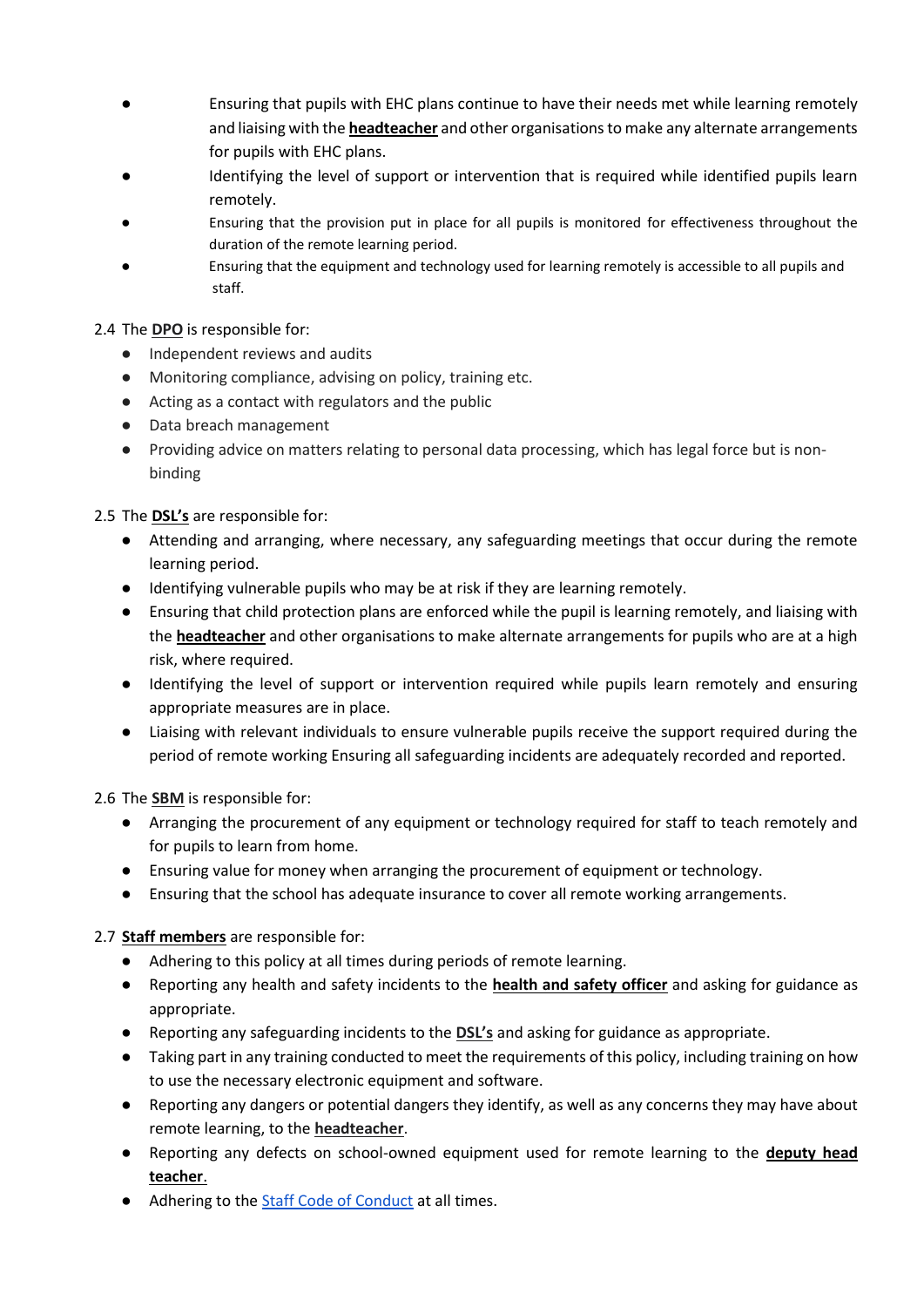- Ensuring that pupils with EHC plans continue to have their needs met while learning remotely and liaising with the **headteacher** and other organisations to make any alternate arrangements for pupils with EHC plans.
- Identifying the level of support or intervention that is required while identified pupils learn remotely.
- Ensuring that the provision put in place for all pupils is monitored for effectiveness throughout the duration of the remote learning period.
- Ensuring that the equipment and technology used for learning remotely is accessible to all pupils and staff.

2.4 The **DPO** is responsible for:

- Independent reviews and audits
- Monitoring compliance, advising on policy, training etc.
- Acting as a contact with regulators and the public
- Data breach management
- Providing advice on matters relating to personal data processing, which has legal force but is non-binding

2.5 The **DSL's** are responsible for:

- Attending and arranging, where necessary, any safeguarding meetings that occur during the remote learning period.
- Identifying vulnerable pupils who may be at risk if they are learning remotely.
- Ensuring that child protection plans are enforced while the pupil is learning remotely, and liaising with the **headteacher** and other organisations to make alternate arrangements for pupils who are at a high risk, where required.
- Identifying the level of support or intervention required while pupils learn remotely and ensuring appropriate measures are in place.
- Liaising with relevant individuals to ensure vulnerable pupils receive the support required during the period of remote working Ensuring all safeguarding incidents are adequately recorded and reported.

2.6 The **SBM** is responsible for:

- Arranging the procurement of any equipment or technology required for staff to teach remotely and for pupils to learn from home.
- Ensuring value for money when arranging the procurement of equipment or technology.
- Ensuring that the school has adequate insurance to cover all remote working arrangements.

2.7 **Staff members** are responsible for:

- Adhering to this policy at all times during periods of remote learning.
- Reporting any health and safety incidents to the **health and safety officer** and asking for guidance as appropriate.
- Reporting any safeguarding incidents to the **DSL's** and asking for guidance as appropriate.
- Taking part in any training conducted to meet the requirements of this policy, including training on how to use the necessary electronic equipment and software.
- Reporting any dangers or potential dangers they identify, as well as any concerns they may have about remote learning, to the **headteacher**.
- Reporting any defects on school-owned equipment used for remote learning to the **deputy head teacher**.
- Adhering to the Staff Code of Conduct at all times.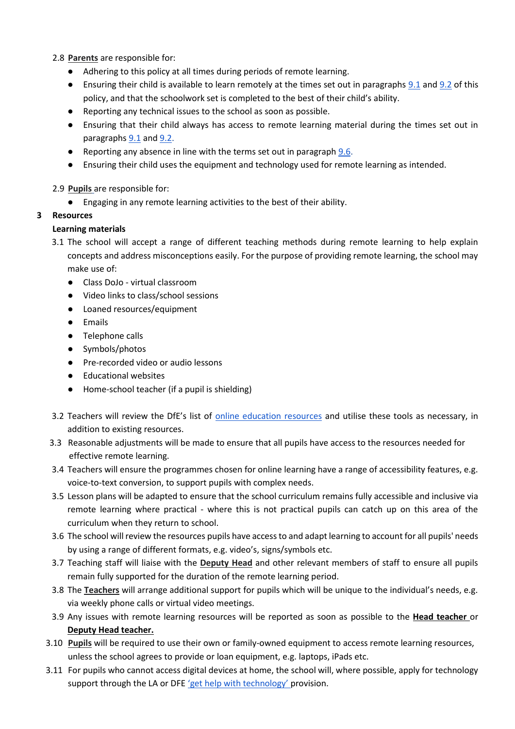2.8 **Parents** are responsible for:

- Adhering to this policy at all times during periods of remote learning.
- Ensuring their child is available to learn remotely at the times set out in paragraphs 9.1 and 9.2 of this policy, and that the schoolwork set is completed to the best of their child's ability.
- Reporting any technical issues to the school as soon as possible.
- Ensuring that their child always has access to remote learning material during the times set out in paragraphs 9.1 and 9.2.
- Reporting any absence in line with the terms set out in paragraph 9.6.
- Ensuring their child uses the equipment and technology used for remote learning as intended.

2.9 **Pupils** are responsible for:

- Engaging in any remote learning activities to the best of their ability.

## 3 Resources

**Learning materials**

3.1 The school will accept a range of different teaching methods during remote learning to help explain concepts and address misconceptions easily. For the purpose of providing remote learning, the school may make use of:

- Class DoJo - virtual classroom
- Video links to class/school sessions
- Loaned resources/equipment
- Emails
- Telephone calls
- Symbols/photos
- Pre-recorded video or audio lessons
- Educational websites
- Home-school teacher (if a pupil is shielding)

3.2 Teachers will review the DfE's list of online education resources and utilise these tools as necessary, in addition to existing resources.

3.3 Reasonable adjustments will be made to ensure that all pupils have access to the resources needed for effective remote learning.

3.4 Teachers will ensure the programmes chosen for online learning have a range of accessibility features, e.g. voice-to-text conversion, to support pupils with complex needs.

3.5 Lesson plans will be adapted to ensure that the school curriculum remains fully accessible and inclusive via remote learning where practical - where this is not practical pupils can catch up on this area of the curriculum when they return to school.

3.6 The school will review the resources pupils have access to and adapt learning to account for all pupils' needs by using a range of different formats, e.g. video's, signs/symbols etc.

3.7 Teaching staff will liaise with the **Deputy Head** and other relevant members of staff to ensure all pupils remain fully supported for the duration of the remote learning period.

3.8 The **Teachers** will arrange additional support for pupils which will be unique to the individual's needs, e.g. via weekly phone calls or virtual video meetings.

3.9 Any issues with remote learning resources will be reported as soon as possible to the **Head teacher** or **Deputy Head teacher.**

3.10 **Pupils** will be required to use their own or family-owned equipment to access remote learning resources, unless the school agrees to provide or loan equipment, e.g. laptops, iPads etc.

3.11 For pupils who cannot access digital devices at home, the school will, where possible, apply for technology support through the LA or DFE 'get help with technology' provision.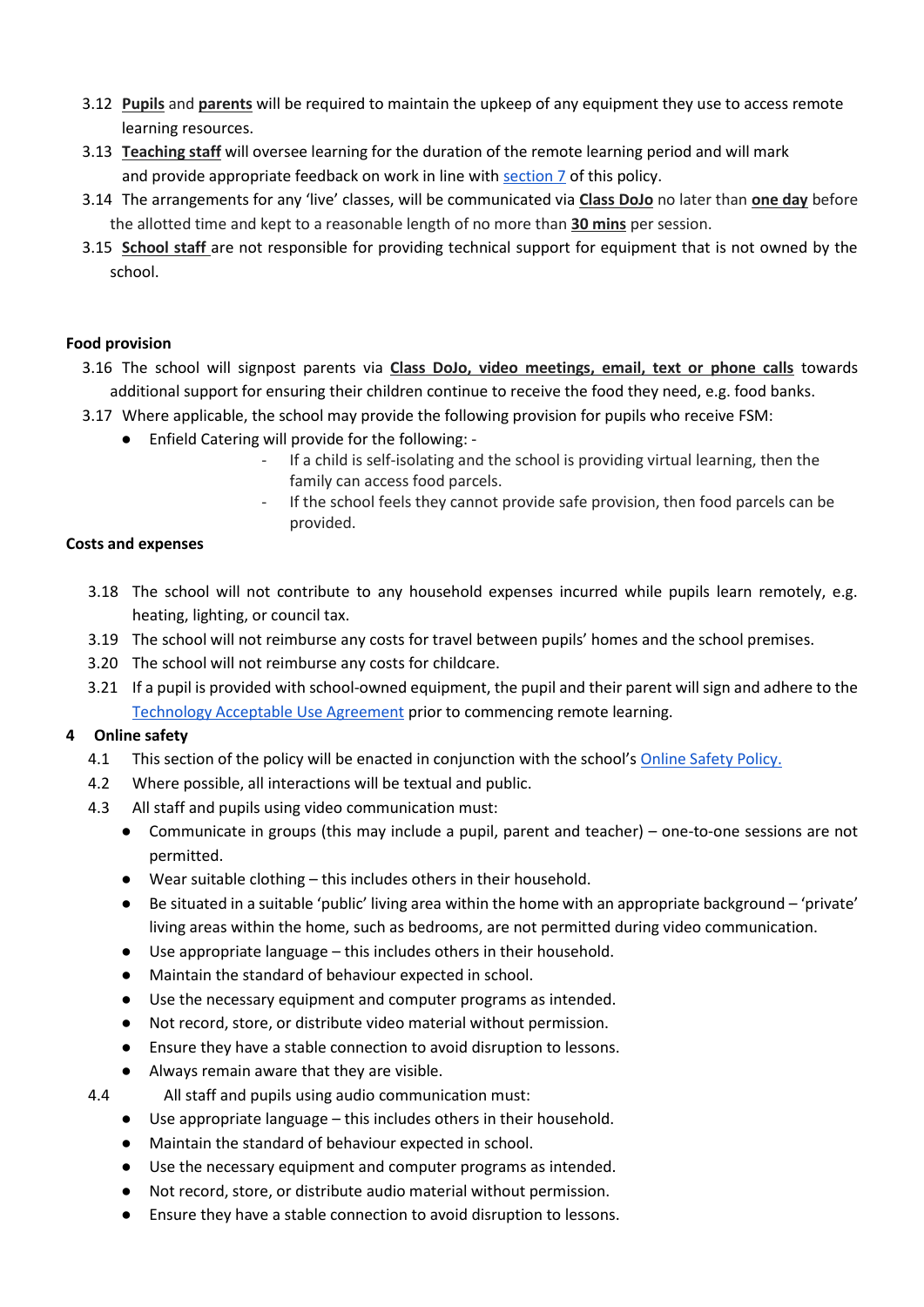3.12 **Pupils** and **parents** will be required to maintain the upkeep of any equipment they use to access remote learning resources.

3.13 **Teaching staff** will oversee learning for the duration of the remote learning period and will mark and provide appropriate feedback on work in line with section 7 of this policy.

3.14 The arrangements for any 'live' classes, will be communicated via **Class DoJo** no later than **one day** before the allotted time and kept to a reasonable length of no more than **30 mins** per session.

3.15 **School staff** are not responsible for providing technical support for equipment that is not owned by the school.

**Food provision**

3.16 The school will signpost parents via **Class DoJo, video meetings, email, text or phone calls** towards additional support for ensuring their children continue to receive the food they need, e.g. food banks.

3.17 Where applicable, the school may provide the following provision for pupils who receive FSM:

- Enfield Catering will provide for the following: -
  - If a child is self-isolating and the school is providing virtual learning, then the family can access food parcels.
  - If the school feels they cannot provide safe provision, then food parcels can be provided.

**Costs and expenses**

3.18 The school will not contribute to any household expenses incurred while pupils learn remotely, e.g. heating, lighting, or council tax.

3.19 The school will not reimburse any costs for travel between pupils' homes and the school premises.

3.20 The school will not reimburse any costs for childcare.

3.21 If a pupil is provided with school-owned equipment, the pupil and their parent will sign and adhere to the Technology Acceptable Use Agreement prior to commencing remote learning.

## 4 Online safety

4.1 This section of the policy will be enacted in conjunction with the school's Online Safety Policy.

4.2 Where possible, all interactions will be textual and public.

4.3 All staff and pupils using video communication must:

- Communicate in groups (this may include a pupil, parent and teacher) – one-to-one sessions are not permitted.
- Wear suitable clothing – this includes others in their household.
- Be situated in a suitable 'public' living area within the home with an appropriate background – 'private' living areas within the home, such as bedrooms, are not permitted during video communication.
- Use appropriate language – this includes others in their household.
- Maintain the standard of behaviour expected in school.
- Use the necessary equipment and computer programs as intended.
- Not record, store, or distribute video material without permission.
- Ensure they have a stable connection to avoid disruption to lessons.
- Always remain aware that they are visible.

4.4 All staff and pupils using audio communication must:

- Use appropriate language – this includes others in their household.
- Maintain the standard of behaviour expected in school.
- Use the necessary equipment and computer programs as intended.
- Not record, store, or distribute audio material without permission.
- Ensure they have a stable connection to avoid disruption to lessons.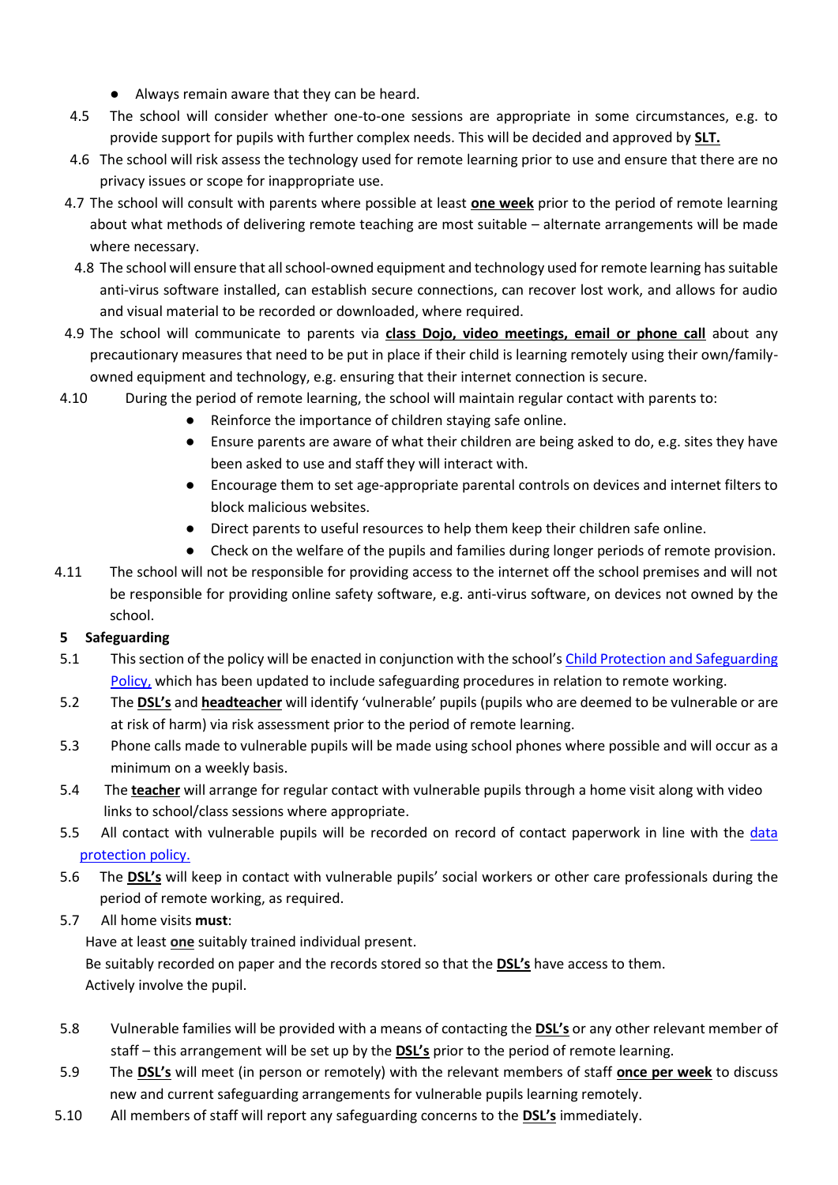- Always remain aware that they can be heard.

4.5 The school will consider whether one-to-one sessions are appropriate in some circumstances, e.g. to provide support for pupils with further complex needs. This will be decided and approved by **SLT.**

4.6 The school will risk assess the technology used for remote learning prior to use and ensure that there are no privacy issues or scope for inappropriate use.

4.7 The school will consult with parents where possible at least **one week** prior to the period of remote learning about what methods of delivering remote teaching are most suitable – alternate arrangements will be made where necessary.

4.8 The school will ensure that all school-owned equipment and technology used for remote learning has suitable anti-virus software installed, can establish secure connections, can recover lost work, and allows for audio and visual material to be recorded or downloaded, where required.

4.9 The school will communicate to parents via **class Dojo, video meetings, email or phone call** about any precautionary measures that need to be put in place if their child is learning remotely using their own/family-owned equipment and technology, e.g. ensuring that their internet connection is secure.

4.10 During the period of remote learning, the school will maintain regular contact with parents to:

- Reinforce the importance of children staying safe online.
- Ensure parents are aware of what their children are being asked to do, e.g. sites they have been asked to use and staff they will interact with.
- Encourage them to set age-appropriate parental controls on devices and internet filters to block malicious websites.
- Direct parents to useful resources to help them keep their children safe online.
- Check on the welfare of the pupils and families during longer periods of remote provision.

4.11 The school will not be responsible for providing access to the internet off the school premises and will not be responsible for providing online safety software, e.g. anti-virus software, on devices not owned by the school.

## 5 Safeguarding

5.1 This section of the policy will be enacted in conjunction with the school's Child Protection and Safeguarding Policy, which has been updated to include safeguarding procedures in relation to remote working.

5.2 The **DSL's** and **headteacher** will identify 'vulnerable' pupils (pupils who are deemed to be vulnerable or are at risk of harm) via risk assessment prior to the period of remote learning.

5.3 Phone calls made to vulnerable pupils will be made using school phones where possible and will occur as a minimum on a weekly basis.

5.4 The **teacher** will arrange for regular contact with vulnerable pupils through a home visit along with video links to school/class sessions where appropriate.

5.5 All contact with vulnerable pupils will be recorded on record of contact paperwork in line with the data protection policy.

5.6 The **DSL's** will keep in contact with vulnerable pupils' social workers or other care professionals during the period of remote working, as required.

5.7 All home visits **must**:

Have at least **one** suitably trained individual present.

Be suitably recorded on paper and the records stored so that the **DSL's** have access to them.

Actively involve the pupil.

5.8 Vulnerable families will be provided with a means of contacting the **DSL's** or any other relevant member of staff – this arrangement will be set up by the **DSL's** prior to the period of remote learning.

5.9 The **DSL's** will meet (in person or remotely) with the relevant members of staff **once per week** to discuss new and current safeguarding arrangements for vulnerable pupils learning remotely.

5.10 All members of staff will report any safeguarding concerns to the **DSL's** immediately.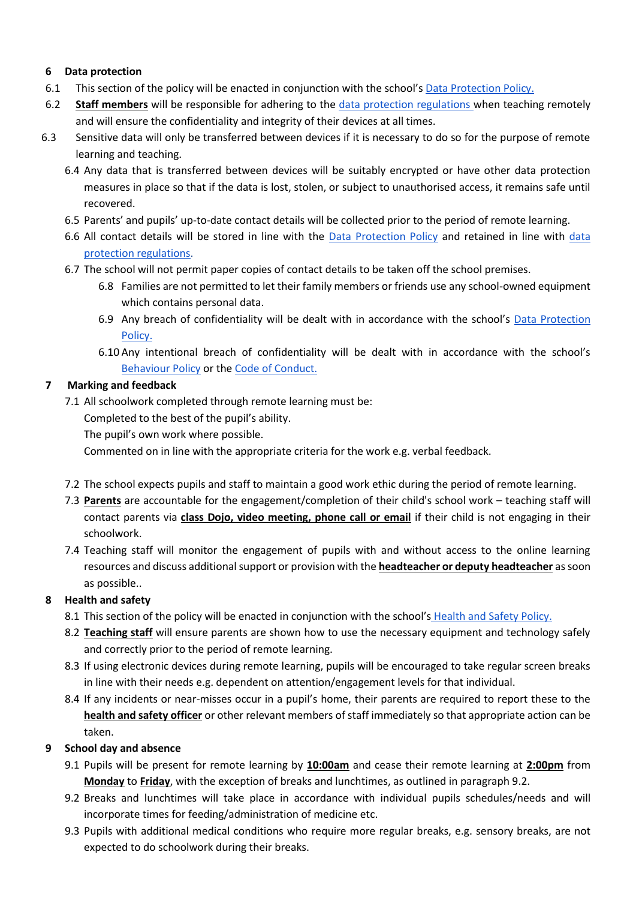## 6 Data protection

6.1 This section of the policy will be enacted in conjunction with the school's Data Protection Policy.

6.2 **Staff members** will be responsible for adhering to the data protection regulations when teaching remotely and will ensure the confidentiality and integrity of their devices at all times.

6.3 Sensitive data will only be transferred between devices if it is necessary to do so for the purpose of remote learning and teaching.

6.4 Any data that is transferred between devices will be suitably encrypted or have other data protection measures in place so that if the data is lost, stolen, or subject to unauthorised access, it remains safe until recovered.

6.5 Parents' and pupils' up-to-date contact details will be collected prior to the period of remote learning.

6.6 All contact details will be stored in line with the Data Protection Policy and retained in line with data protection regulations.

6.7 The school will not permit paper copies of contact details to be taken off the school premises.

6.8 Families are not permitted to let their family members or friends use any school-owned equipment which contains personal data.

6.9 Any breach of confidentiality will be dealt with in accordance with the school's Data Protection Policy.

6.10 Any intentional breach of confidentiality will be dealt with in accordance with the school's Behaviour Policy or the Code of Conduct.

## 7 Marking and feedback

7.1 All schoolwork completed through remote learning must be:

Completed to the best of the pupil's ability.

The pupil's own work where possible.

Commented on in line with the appropriate criteria for the work e.g. verbal feedback.

7.2 The school expects pupils and staff to maintain a good work ethic during the period of remote learning.

7.3 **Parents** are accountable for the engagement/completion of their child's school work – teaching staff will contact parents via **class Dojo, video meeting, phone call or email** if their child is not engaging in their schoolwork.

7.4 Teaching staff will monitor the engagement of pupils with and without access to the online learning resources and discuss additional support or provision with the **headteacher or deputy headteacher** as soon as possible..

## 8 Health and safety

8.1 This section of the policy will be enacted in conjunction with the school's Health and Safety Policy.

8.2 **Teaching staff** will ensure parents are shown how to use the necessary equipment and technology safely and correctly prior to the period of remote learning.

8.3 If using electronic devices during remote learning, pupils will be encouraged to take regular screen breaks in line with their needs e.g. dependent on attention/engagement levels for that individual.

8.4 If any incidents or near-misses occur in a pupil's home, their parents are required to report these to the **health and safety officer** or other relevant members of staff immediately so that appropriate action can be taken.

## 9 School day and absence

9.1 Pupils will be present for remote learning by **10:00am** and cease their remote learning at **2:00pm** from **Monday** to **Friday**, with the exception of breaks and lunchtimes, as outlined in paragraph 9.2.

9.2 Breaks and lunchtimes will take place in accordance with individual pupils schedules/needs and will incorporate times for feeding/administration of medicine etc.

9.3 Pupils with additional medical conditions who require more regular breaks, e.g. sensory breaks, are not expected to do schoolwork during their breaks.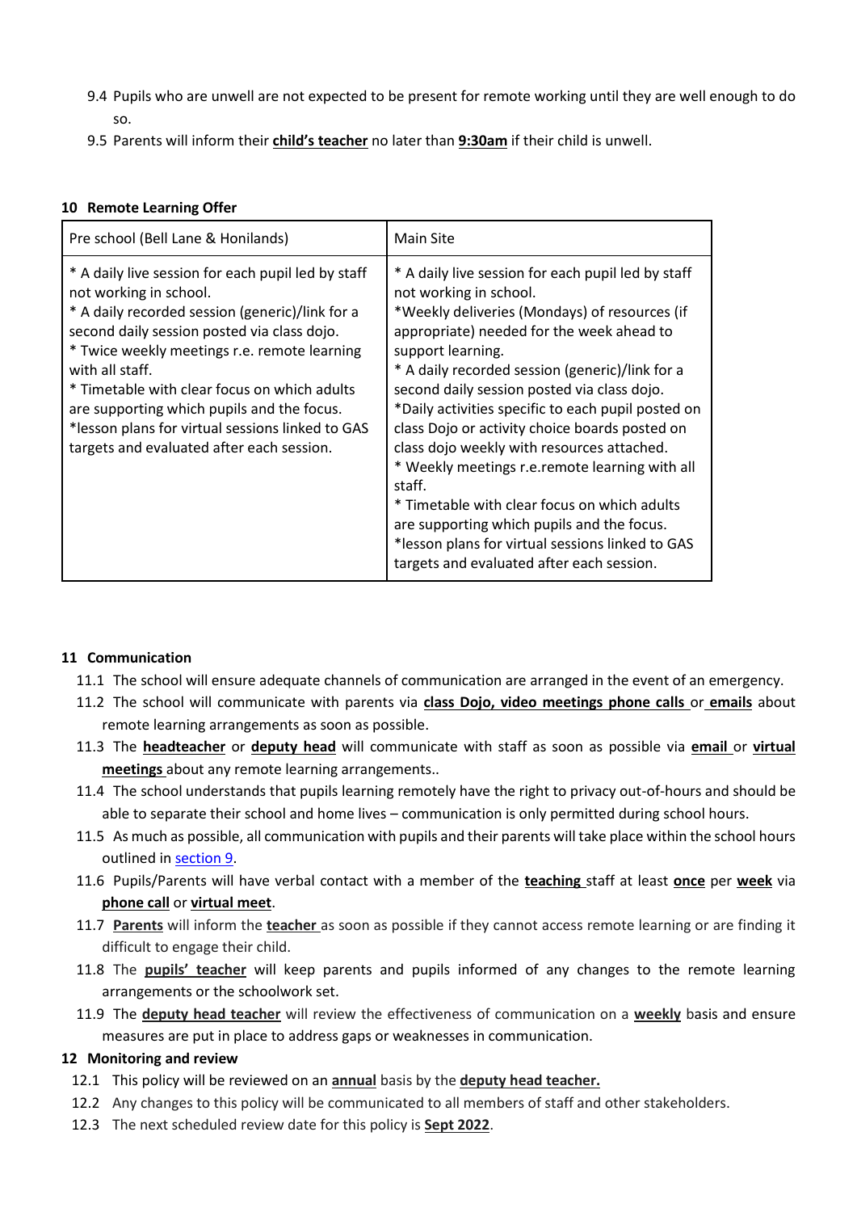9.4 Pupils who are unwell are not expected to be present for remote working until they are well enough to do so.

9.5 Parents will inform their **child's teacher** no later than **9:30am** if their child is unwell.

## 10 Remote Learning Offer

| Pre school (Bell Lane & Honilands) | Main Site |
|---|---|
| * A daily live session for each pupil led by staff not working in school.<br>* A daily recorded session (generic)/link for a second daily session posted via class dojo.<br>* Twice weekly meetings r.e. remote learning with all staff.<br>* Timetable with clear focus on which adults are supporting which pupils and the focus.<br>*lesson plans for virtual sessions linked to GAS targets and evaluated after each session. | * A daily live session for each pupil led by staff not working in school.<br>*Weekly deliveries (Mondays) of resources (if appropriate) needed for the week ahead to support learning.<br>* A daily recorded session (generic)/link for a second daily session posted via class dojo.<br>*Daily activities specific to each pupil posted on class Dojo or activity choice boards posted on class dojo weekly with resources attached.<br>* Weekly meetings r.e.remote learning with all staff.<br>* Timetable with clear focus on which adults are supporting which pupils and the focus.<br>*lesson plans for virtual sessions linked to GAS targets and evaluated after each session. |

## 11 Communication

11.1 The school will ensure adequate channels of communication are arranged in the event of an emergency.

11.2 The school will communicate with parents via **class Dojo, video meetings phone calls** or **emails** about remote learning arrangements as soon as possible.

11.3 The **headteacher** or **deputy head** will communicate with staff as soon as possible via **email** or **virtual meetings** about any remote learning arrangements..

11.4 The school understands that pupils learning remotely have the right to privacy out-of-hours and should be able to separate their school and home lives – communication is only permitted during school hours.

11.5 As much as possible, all communication with pupils and their parents will take place within the school hours outlined in section 9.

11.6 Pupils/Parents will have verbal contact with a member of the **teaching** staff at least **once** per **week** via **phone call** or **virtual meet**.

11.7 **Parents** will inform the **teacher** as soon as possible if they cannot access remote learning or are finding it difficult to engage their child.

11.8 The **pupils' teacher** will keep parents and pupils informed of any changes to the remote learning arrangements or the schoolwork set.

11.9 The **deputy head teacher** will review the effectiveness of communication on a **weekly** basis and ensure measures are put in place to address gaps or weaknesses in communication.

## 12 Monitoring and review

12.1 This policy will be reviewed on an **annual** basis by the **deputy head teacher.**

12.2 Any changes to this policy will be communicated to all members of staff and other stakeholders.

12.3 The next scheduled review date for this policy is **Sept 2022**.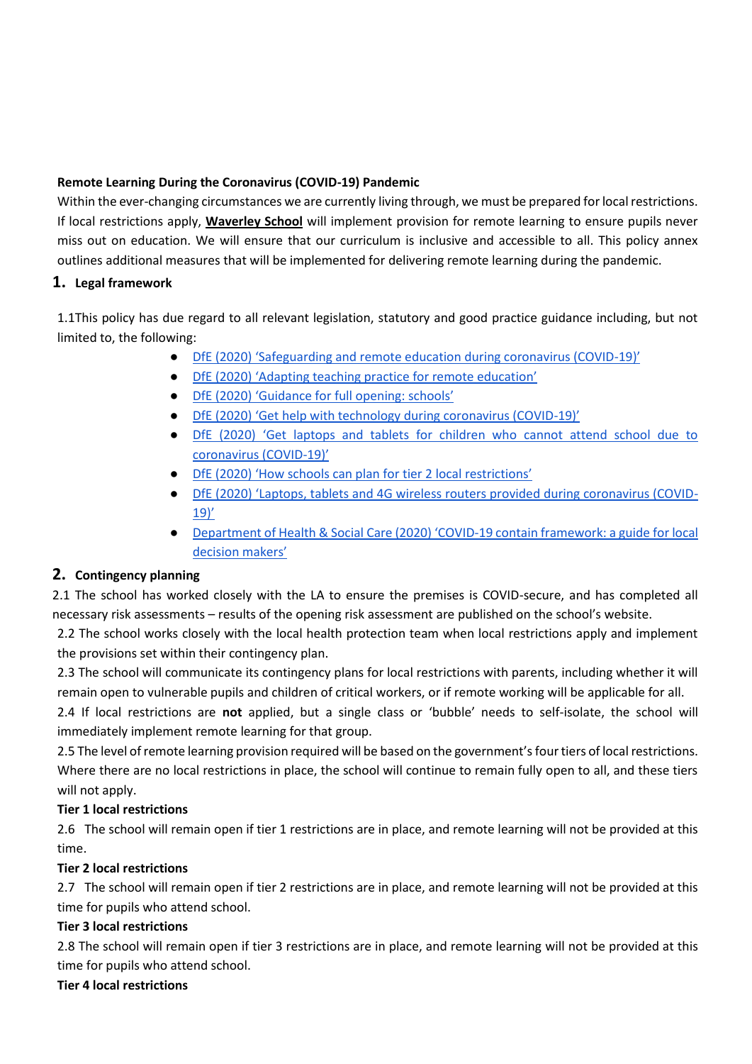**Remote Learning During the Coronavirus (COVID-19) Pandemic**

Within the ever-changing circumstances we are currently living through, we must be prepared for local restrictions. If local restrictions apply, **Waverley School** will implement provision for remote learning to ensure pupils never miss out on education. We will ensure that our curriculum is inclusive and accessible to all. This policy annex outlines additional measures that will be implemented for delivering remote learning during the pandemic.

## 1. Legal framework

1.1This policy has due regard to all relevant legislation, statutory and good practice guidance including, but not limited to, the following:

- DfE (2020) 'Safeguarding and remote education during coronavirus (COVID-19)'
- DfE (2020) 'Adapting teaching practice for remote education'
- DfE (2020) 'Guidance for full opening: schools'
- DfE (2020) 'Get help with technology during coronavirus (COVID-19)'
- DfE (2020) 'Get laptops and tablets for children who cannot attend school due to coronavirus (COVID-19)'
- DfE (2020) 'How schools can plan for tier 2 local restrictions'
- DfE (2020) 'Laptops, tablets and 4G wireless routers provided during coronavirus (COVID-19)'
- Department of Health & Social Care (2020) 'COVID-19 contain framework: a guide for local decision makers'

## 2. Contingency planning

2.1 The school has worked closely with the LA to ensure the premises is COVID-secure, and has completed all necessary risk assessments – results of the opening risk assessment are published on the school's website.

2.2 The school works closely with the local health protection team when local restrictions apply and implement the provisions set within their contingency plan.

2.3 The school will communicate its contingency plans for local restrictions with parents, including whether it will remain open to vulnerable pupils and children of critical workers, or if remote working will be applicable for all.

2.4 If local restrictions are **not** applied, but a single class or 'bubble' needs to self-isolate, the school will immediately implement remote learning for that group.

2.5 The level of remote learning provision required will be based on the government's four tiers of local restrictions. Where there are no local restrictions in place, the school will continue to remain fully open to all, and these tiers will not apply.

**Tier 1 local restrictions**

2.6 The school will remain open if tier 1 restrictions are in place, and remote learning will not be provided at this time.

**Tier 2 local restrictions**

2.7 The school will remain open if tier 2 restrictions are in place, and remote learning will not be provided at this time for pupils who attend school.

**Tier 3 local restrictions**

2.8 The school will remain open if tier 3 restrictions are in place, and remote learning will not be provided at this time for pupils who attend school.

**Tier 4 local restrictions**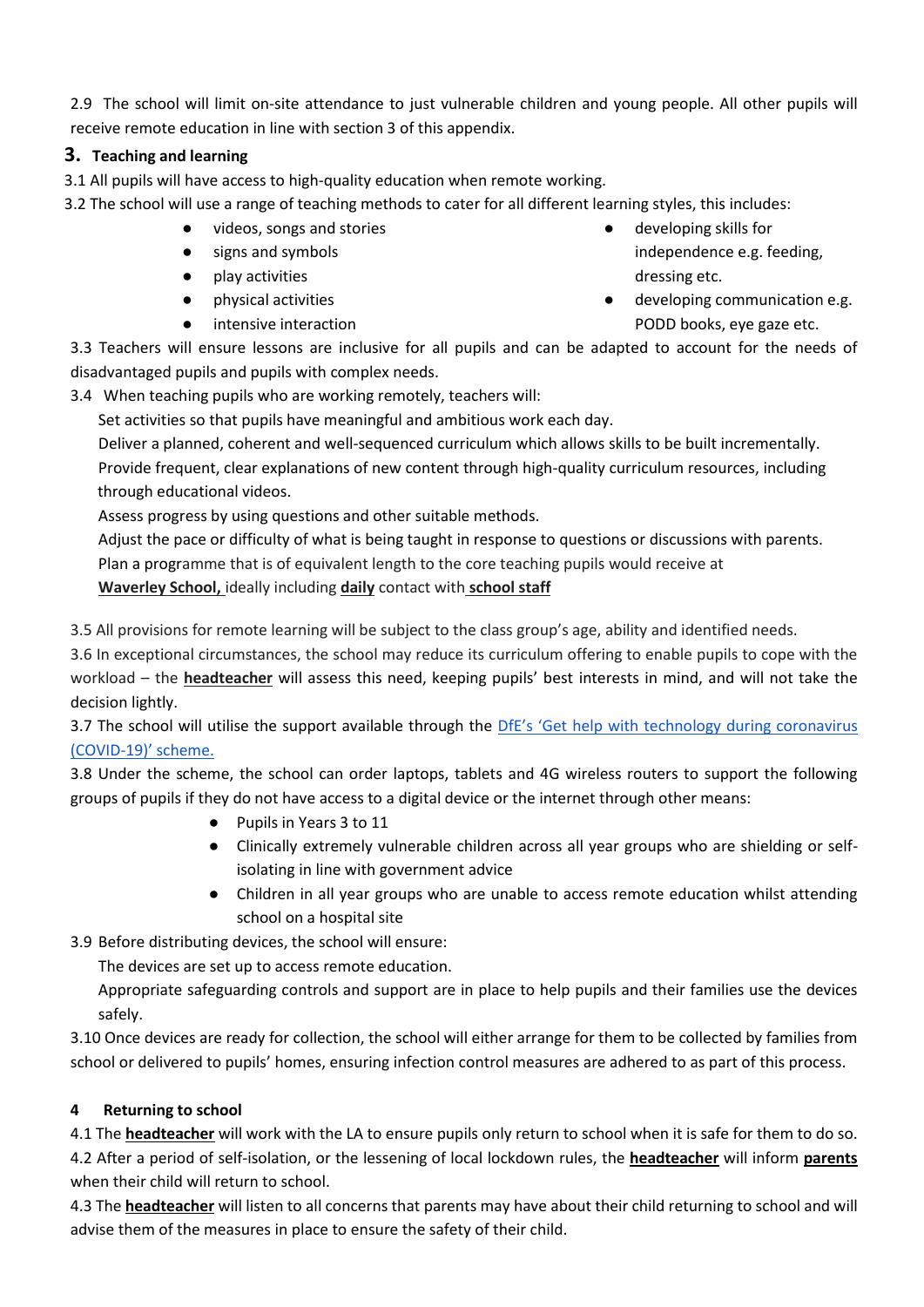2.9 The school will limit on-site attendance to just vulnerable children and young people. All other pupils will receive remote education in line with section 3 of this appendix.

## 3. Teaching and learning

3.1 All pupils will have access to high-quality education when remote working.

3.2 The school will use a range of teaching methods to cater for all different learning styles, this includes:

- videos, songs and stories
- signs and symbols
- play activities
- physical activities
- intensive interaction
- developing skills for independence e.g. feeding, dressing etc.
- developing communication e.g. PODD books, eye gaze etc.

3.3 Teachers will ensure lessons are inclusive for all pupils and can be adapted to account for the needs of disadvantaged pupils and pupils with complex needs.

3.4 When teaching pupils who are working remotely, teachers will:

Set activities so that pupils have meaningful and ambitious work each day.

Deliver a planned, coherent and well-sequenced curriculum which allows skills to be built incrementally.

Provide frequent, clear explanations of new content through high-quality curriculum resources, including through educational videos.

Assess progress by using questions and other suitable methods.

Adjust the pace or difficulty of what is being taught in response to questions or discussions with parents.

Plan a programme that is of equivalent length to the core teaching pupils would receive at **Waverley School,** ideally including **daily** contact with **school staff**

3.5 All provisions for remote learning will be subject to the class group's age, ability and identified needs.

3.6 In exceptional circumstances, the school may reduce its curriculum offering to enable pupils to cope with the workload – the **headteacher** will assess this need, keeping pupils' best interests in mind, and will not take the decision lightly.

3.7 The school will utilise the support available through the DfE's 'Get help with technology during coronavirus (COVID-19)' scheme.

3.8 Under the scheme, the school can order laptops, tablets and 4G wireless routers to support the following groups of pupils if they do not have access to a digital device or the internet through other means:

- Pupils in Years 3 to 11
- Clinically extremely vulnerable children across all year groups who are shielding or self-isolating in line with government advice
- Children in all year groups who are unable to access remote education whilst attending school on a hospital site

3.9 Before distributing devices, the school will ensure:

The devices are set up to access remote education.

Appropriate safeguarding controls and support are in place to help pupils and their families use the devices safely.

3.10 Once devices are ready for collection, the school will either arrange for them to be collected by families from school or delivered to pupils' homes, ensuring infection control measures are adhered to as part of this process.

## 4 Returning to school

4.1 The **headteacher** will work with the LA to ensure pupils only return to school when it is safe for them to do so.

4.2 After a period of self-isolation, or the lessening of local lockdown rules, the **headteacher** will inform **parents** when their child will return to school.

4.3 The **headteacher** will listen to all concerns that parents may have about their child returning to school and will advise them of the measures in place to ensure the safety of their child.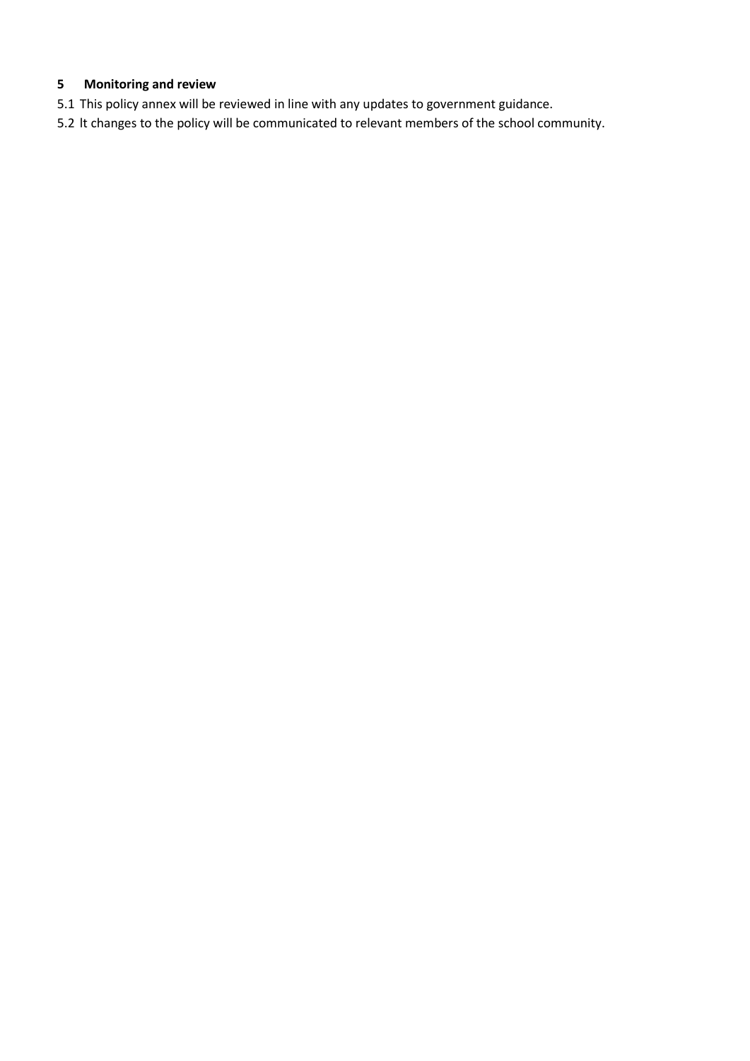## 5 Monitoring and review

5.1 This policy annex will be reviewed in line with any updates to government guidance.

5.2 lt changes to the policy will be communicated to relevant members of the school community.